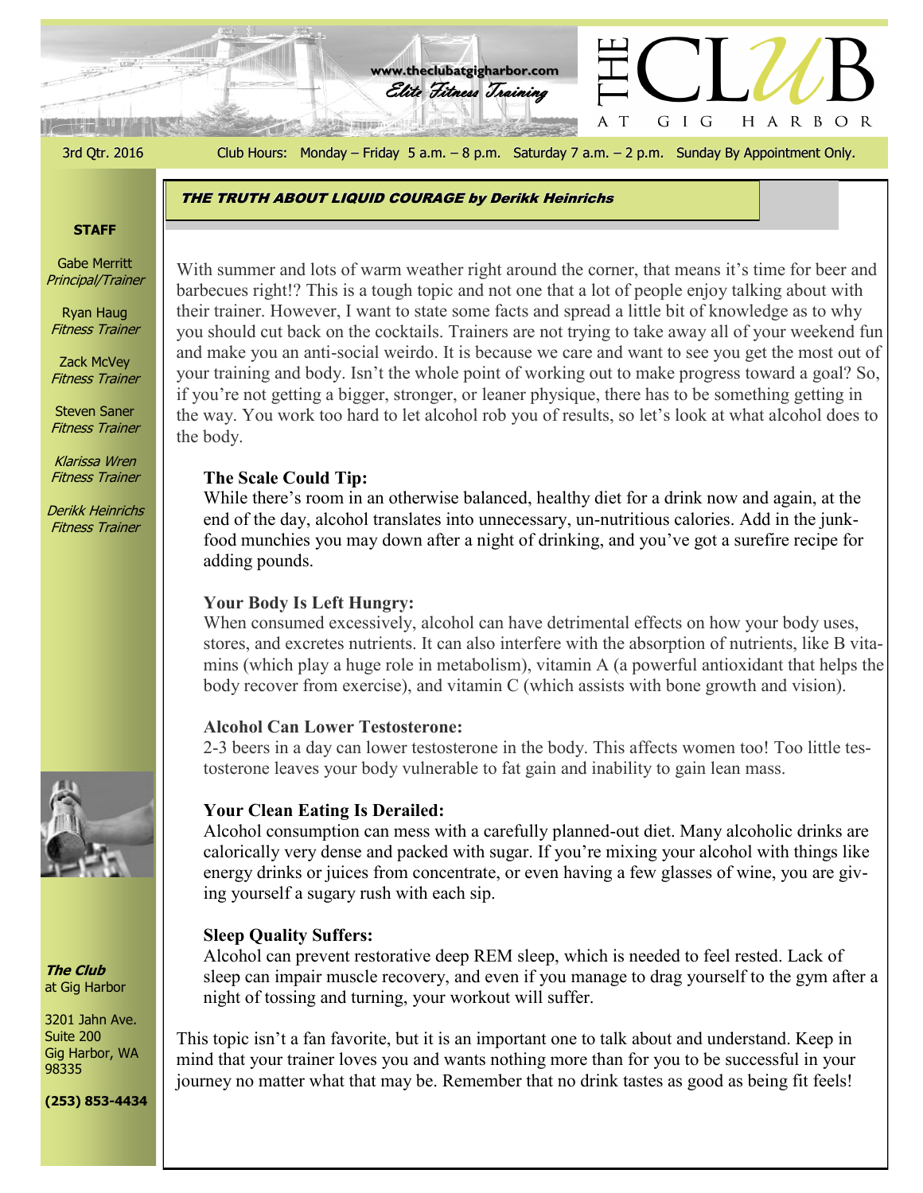# THE CLUB AT GIG HARBOR

www.theclubatgigharbor.com

*Elite Fitness Training*

3rd Qtr. 2016 — Club Hours: Monday – Friday 5 a.m. – 8 p.m. Saturday 7 a.m. – 2 p.m. Sunday By Appointment Only.

**STAFF**

Gabe Merritt
*Principal/Trainer*

Ryan Haug
*Fitness Trainer*

Zack McVey
*Fitness Trainer*

Steven Saner
*Fitness Trainer*

*Klarissa Wren*
*Fitness Trainer*

*Derikk Heinrichs*
*Fitness Trainer*

***The Club*** at Gig Harbor

3201 Jahn Ave.
Suite 200
Gig Harbor, WA
98335

**(253) 853-4434**

## *THE TRUTH ABOUT LIQUID COURAGE by Derikk Heinrichs*

With summer and lots of warm weather right around the corner, that means it's time for beer and barbecues right!? This is a tough topic and not one that a lot of people enjoy talking about with their trainer. However, I want to state some facts and spread a little bit of knowledge as to why you should cut back on the cocktails. Trainers are not trying to take away all of your weekend fun and make you an anti-social weirdo. It is because we care and want to see you get the most out of your training and body. Isn't the whole point of working out to make progress toward a goal? So, if you're not getting a bigger, stronger, or leaner physique, there has to be something getting in the way. You work too hard to let alcohol rob you of results, so let's look at what alcohol does to the body.

**The Scale Could Tip:**
While there's room in an otherwise balanced, healthy diet for a drink now and again, at the end of the day, alcohol translates into unnecessary, un-nutritious calories. Add in the junk-food munchies you may down after a night of drinking, and you've got a surefire recipe for adding pounds.

**Your Body Is Left Hungry:**
When consumed excessively, alcohol can have detrimental effects on how your body uses, stores, and excretes nutrients. It can also interfere with the absorption of nutrients, like B vitamins (which play a huge role in metabolism), vitamin A (a powerful antioxidant that helps the body recover from exercise), and vitamin C (which assists with bone growth and vision).

**Alcohol Can Lower Testosterone:**
2-3 beers in a day can lower testosterone in the body. This affects women too! Too little testosterone leaves your body vulnerable to fat gain and inability to gain lean mass.

**Your Clean Eating Is Derailed:**
Alcohol consumption can mess with a carefully planned-out diet. Many alcoholic drinks are calorically very dense and packed with sugar. If you're mixing your alcohol with things like energy drinks or juices from concentrate, or even having a few glasses of wine, you are giving yourself a sugary rush with each sip.

**Sleep Quality Suffers:**
Alcohol can prevent restorative deep REM sleep, which is needed to feel rested. Lack of sleep can impair muscle recovery, and even if you manage to drag yourself to the gym after a night of tossing and turning, your workout will suffer.

This topic isn't a fan favorite, but it is an important one to talk about and understand. Keep in mind that your trainer loves you and wants nothing more than for you to be successful in your journey no matter what that may be. Remember that no drink tastes as good as being fit feels!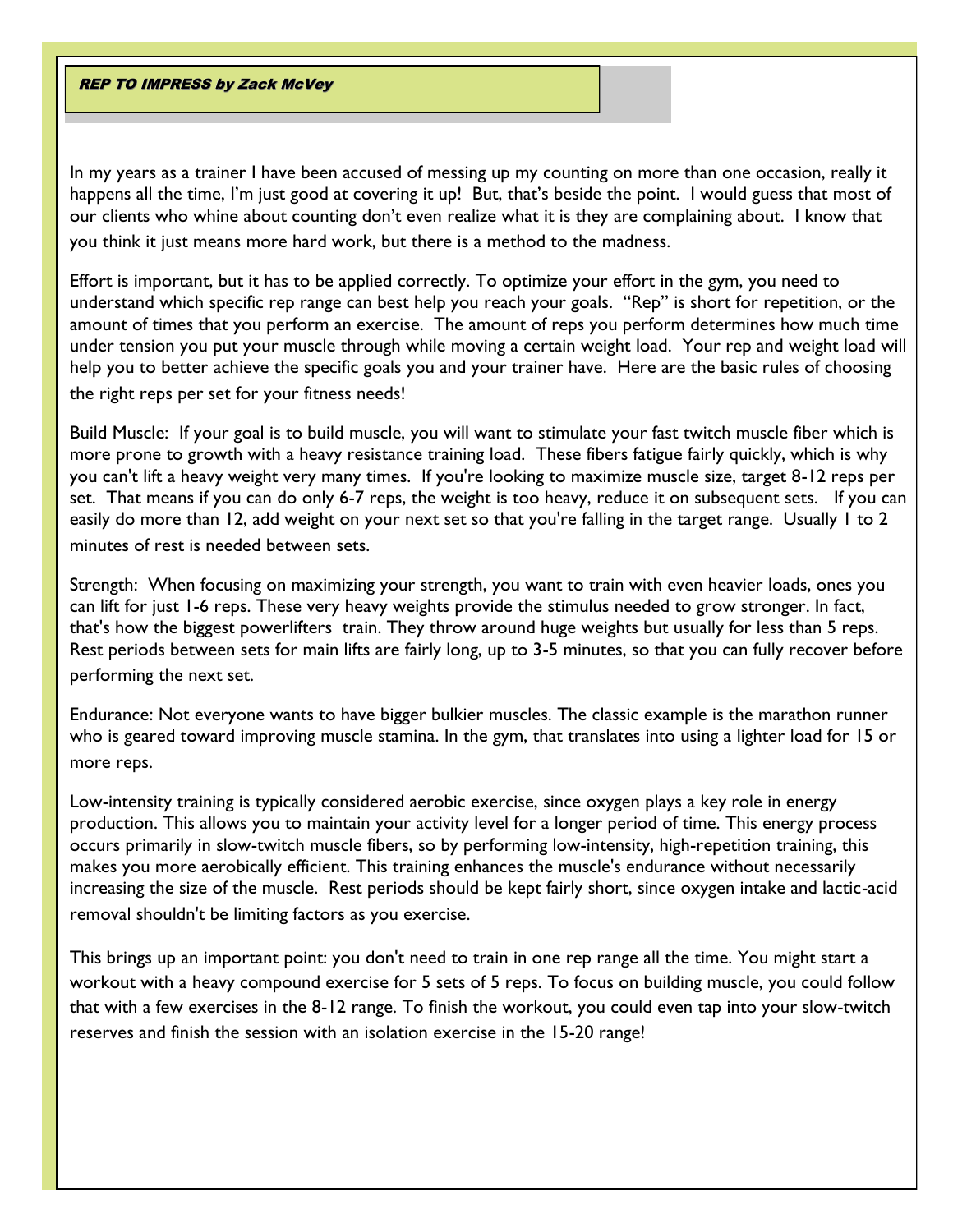## *REP TO IMPRESS by Zack McVey*

In my years as a trainer I have been accused of messing up my counting on more than one occasion, really it happens all the time, I'm just good at covering it up! But, that's beside the point. I would guess that most of our clients who whine about counting don't even realize what it is they are complaining about. I know that you think it just means more hard work, but there is a method to the madness.

Effort is important, but it has to be applied correctly. To optimize your effort in the gym, you need to understand which specific rep range can best help you reach your goals. "Rep" is short for repetition, or the amount of times that you perform an exercise. The amount of reps you perform determines how much time under tension you put your muscle through while moving a certain weight load. Your rep and weight load will help you to better achieve the specific goals you and your trainer have. Here are the basic rules of choosing the right reps per set for your fitness needs!

Build Muscle: If your goal is to build muscle, you will want to stimulate your fast twitch muscle fiber which is more prone to growth with a heavy resistance training load. These fibers fatigue fairly quickly, which is why you can't lift a heavy weight very many times. If you're looking to maximize muscle size, target 8-12 reps per set. That means if you can do only 6-7 reps, the weight is too heavy, reduce it on subsequent sets. If you can easily do more than 12, add weight on your next set so that you're falling in the target range. Usually 1 to 2 minutes of rest is needed between sets.

Strength: When focusing on maximizing your strength, you want to train with even heavier loads, ones you can lift for just 1-6 reps. These very heavy weights provide the stimulus needed to grow stronger. In fact, that's how the biggest powerlifters train. They throw around huge weights but usually for less than 5 reps. Rest periods between sets for main lifts are fairly long, up to 3-5 minutes, so that you can fully recover before performing the next set.

Endurance: Not everyone wants to have bigger bulkier muscles. The classic example is the marathon runner who is geared toward improving muscle stamina. In the gym, that translates into using a lighter load for 15 or more reps.

Low-intensity training is typically considered aerobic exercise, since oxygen plays a key role in energy production. This allows you to maintain your activity level for a longer period of time. This energy process occurs primarily in slow-twitch muscle fibers, so by performing low-intensity, high-repetition training, this makes you more aerobically efficient. This training enhances the muscle's endurance without necessarily increasing the size of the muscle. Rest periods should be kept fairly short, since oxygen intake and lactic-acid removal shouldn't be limiting factors as you exercise.

This brings up an important point: you don't need to train in one rep range all the time. You might start a workout with a heavy compound exercise for 5 sets of 5 reps. To focus on building muscle, you could follow that with a few exercises in the 8-12 range. To finish the workout, you could even tap into your slow-twitch reserves and finish the session with an isolation exercise in the 15-20 range!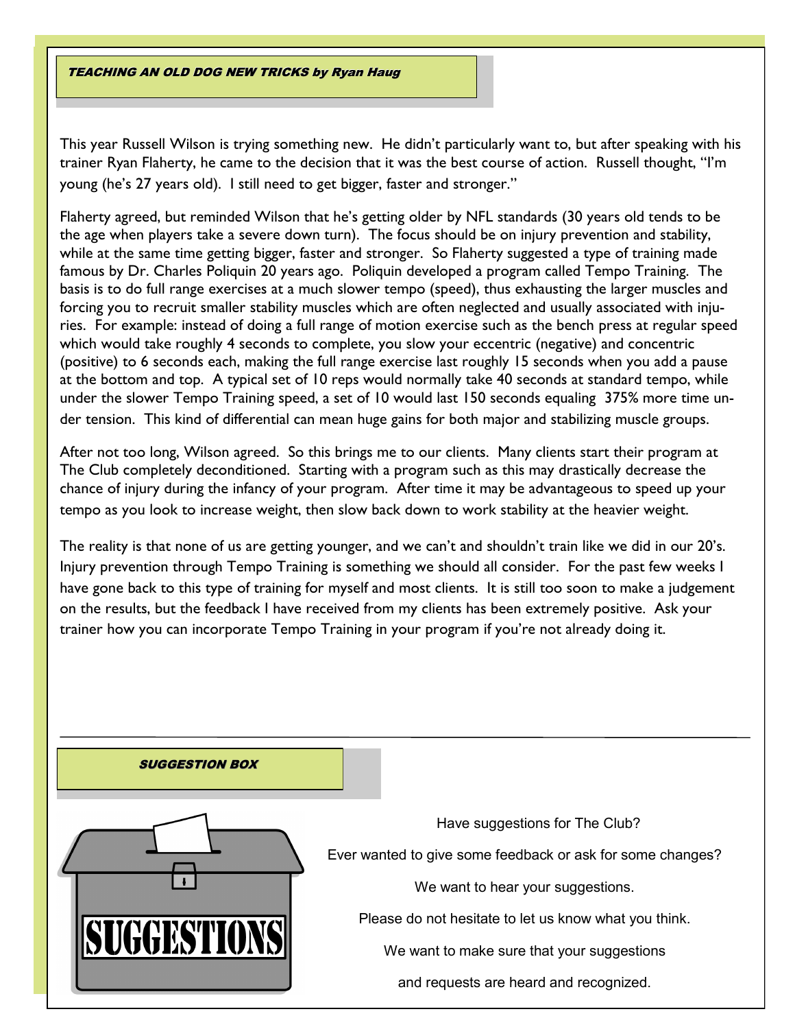## *TEACHING AN OLD DOG NEW TRICKS by Ryan Haug*

This year Russell Wilson is trying something new. He didn't particularly want to, but after speaking with his trainer Ryan Flaherty, he came to the decision that it was the best course of action. Russell thought, "I'm young (he's 27 years old). I still need to get bigger, faster and stronger."

Flaherty agreed, but reminded Wilson that he's getting older by NFL standards (30 years old tends to be the age when players take a severe down turn). The focus should be on injury prevention and stability, while at the same time getting bigger, faster and stronger. So Flaherty suggested a type of training made famous by Dr. Charles Poliquin 20 years ago. Poliquin developed a program called Tempo Training. The basis is to do full range exercises at a much slower tempo (speed), thus exhausting the larger muscles and forcing you to recruit smaller stability muscles which are often neglected and usually associated with injuries. For example: instead of doing a full range of motion exercise such as the bench press at regular speed which would take roughly 4 seconds to complete, you slow your eccentric (negative) and concentric (positive) to 6 seconds each, making the full range exercise last roughly 15 seconds when you add a pause at the bottom and top. A typical set of 10 reps would normally take 40 seconds at standard tempo, while under the slower Tempo Training speed, a set of 10 would last 150 seconds equaling 375% more time under tension. This kind of differential can mean huge gains for both major and stabilizing muscle groups.

After not too long, Wilson agreed. So this brings me to our clients. Many clients start their program at The Club completely deconditioned. Starting with a program such as this may drastically decrease the chance of injury during the infancy of your program. After time it may be advantageous to speed up your tempo as you look to increase weight, then slow back down to work stability at the heavier weight.

The reality is that none of us are getting younger, and we can't and shouldn't train like we did in our 20's. Injury prevention through Tempo Training is something we should all consider. For the past few weeks I have gone back to this type of training for myself and most clients. It is still too soon to make a judgement on the results, but the feedback I have received from my clients has been extremely positive. Ask your trainer how you can incorporate Tempo Training in your program if you're not already doing it.

---

## *SUGGESTION BOX*

Have suggestions for The Club?

Ever wanted to give some feedback or ask for some changes?

We want to hear your suggestions.

Please do not hesitate to let us know what you think.

We want to make sure that your suggestions

and requests are heard and recognized.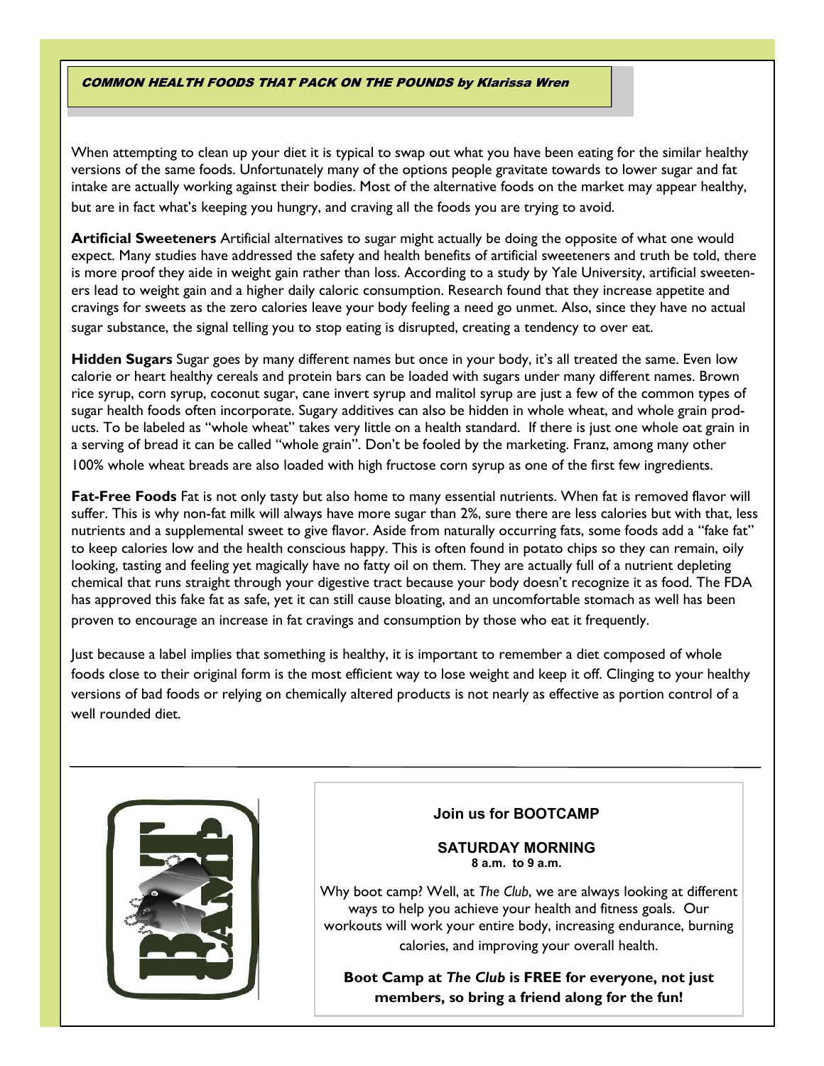## COMMON HEALTH FOODS THAT PACK ON THE POUNDS by Klarissa Wren

When attempting to clean up your diet it is typical to swap out what you have been eating for the similar healthy versions of the same foods. Unfortunately many of the options people gravitate towards to lower sugar and fat intake are actually working against their bodies. Most of the alternative foods on the market may appear healthy, but are in fact what's keeping you hungry, and craving all the foods you are trying to avoid.

**Artificial Sweeteners** Artificial alternatives to sugar might actually be doing the opposite of what one would expect. Many studies have addressed the safety and health benefits of artificial sweeteners and truth be told, there is more proof they aide in weight gain rather than loss. According to a study by Yale University, artificial sweeteners lead to weight gain and a higher daily caloric consumption. Research found that they increase appetite and cravings for sweets as the zero calories leave your body feeling a need go unmet. Also, since they have no actual sugar substance, the signal telling you to stop eating is disrupted, creating a tendency to over eat.

**Hidden Sugars** Sugar goes by many different names but once in your body, it's all treated the same. Even low calorie or heart healthy cereals and protein bars can be loaded with sugars under many different names. Brown rice syrup, corn syrup, coconut sugar, cane invert syrup and malitol syrup are just a few of the common types of sugar health foods often incorporate. Sugary additives can also be hidden in whole wheat, and whole grain products. To be labeled as "whole wheat" takes very little on a health standard. If there is just one whole oat grain in a serving of bread it can be called "whole grain". Don't be fooled by the marketing. Franz, among many other 100% whole wheat breads are also loaded with high fructose corn syrup as one of the first few ingredients.

**Fat-Free Foods** Fat is not only tasty but also home to many essential nutrients. When fat is removed flavor will suffer. This is why non-fat milk will always have more sugar than 2%, sure there are less calories but with that, less nutrients and a supplemental sweet to give flavor. Aside from naturally occurring fats, some foods add a "fake fat" to keep calories low and the health conscious happy. This is often found in potato chips so they can remain, oily looking, tasting and feeling yet magically have no fatty oil on them. They are actually full of a nutrient depleting chemical that runs straight through your digestive tract because your body doesn't recognize it as food. The FDA has approved this fake fat as safe, yet it can still cause bloating, and an uncomfortable stomach as well has been proven to encourage an increase in fat cravings and consumption by those who eat it frequently.

Just because a label implies that something is healthy, it is important to remember a diet composed of whole foods close to their original form is the most efficient way to lose weight and keep it off. Clinging to your healthy versions of bad foods or relying on chemically altered products is not nearly as effective as portion control of a well rounded diet.

---

**Join us for BOOTCAMP**

**SATURDAY MORNING**
**8 a.m. to 9 a.m.**

Why boot camp? Well, at *The Club*, we are always looking at different ways to help you achieve your health and fitness goals. Our workouts will work your entire body, increasing endurance, burning calories, and improving your overall health.

**Boot Camp at *The Club* is FREE for everyone, not just members, so bring a friend along for the fun!**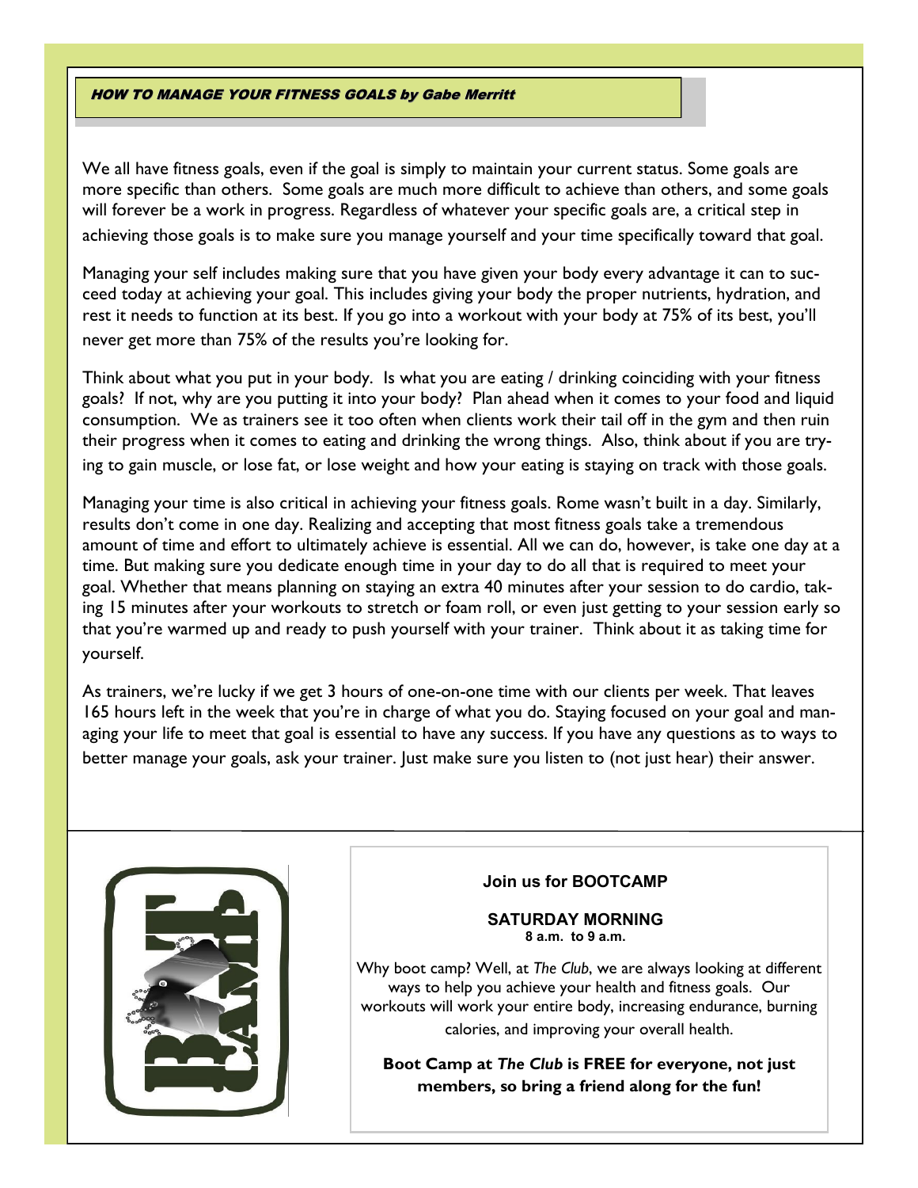## *HOW TO MANAGE YOUR FITNESS GOALS by Gabe Merritt*

We all have fitness goals, even if the goal is simply to maintain your current status. Some goals are more specific than others. Some goals are much more difficult to achieve than others, and some goals will forever be a work in progress. Regardless of whatever your specific goals are, a critical step in achieving those goals is to make sure you manage yourself and your time specifically toward that goal.

Managing your self includes making sure that you have given your body every advantage it can to succeed today at achieving your goal. This includes giving your body the proper nutrients, hydration, and rest it needs to function at its best. If you go into a workout with your body at 75% of its best, you'll never get more than 75% of the results you're looking for.

Think about what you put in your body. Is what you are eating / drinking coinciding with your fitness goals? If not, why are you putting it into your body? Plan ahead when it comes to your food and liquid consumption. We as trainers see it too often when clients work their tail off in the gym and then ruin their progress when it comes to eating and drinking the wrong things. Also, think about if you are trying to gain muscle, or lose fat, or lose weight and how your eating is staying on track with those goals.

Managing your time is also critical in achieving your fitness goals. Rome wasn't built in a day. Similarly, results don't come in one day. Realizing and accepting that most fitness goals take a tremendous amount of time and effort to ultimately achieve is essential. All we can do, however, is take one day at a time. But making sure you dedicate enough time in your day to do all that is required to meet your goal. Whether that means planning on staying an extra 40 minutes after your session to do cardio, taking 15 minutes after your workouts to stretch or foam roll, or even just getting to your session early so that you're warmed up and ready to push yourself with your trainer. Think about it as taking time for yourself.

As trainers, we're lucky if we get 3 hours of one-on-one time with our clients per week. That leaves 165 hours left in the week that you're in charge of what you do. Staying focused on your goal and managing your life to meet that goal is essential to have any success. If you have any questions as to ways to better manage your goals, ask your trainer. Just make sure you listen to (not just hear) their answer.

**Join us for BOOTCAMP**

**SATURDAY MORNING**
**8 a.m. to 9 a.m.**

Why boot camp? Well, at *The Club*, we are always looking at different ways to help you achieve your health and fitness goals. Our workouts will work your entire body, increasing endurance, burning calories, and improving your overall health.

**Boot Camp at *The Club* is FREE for everyone, not just members, so bring a friend along for the fun!**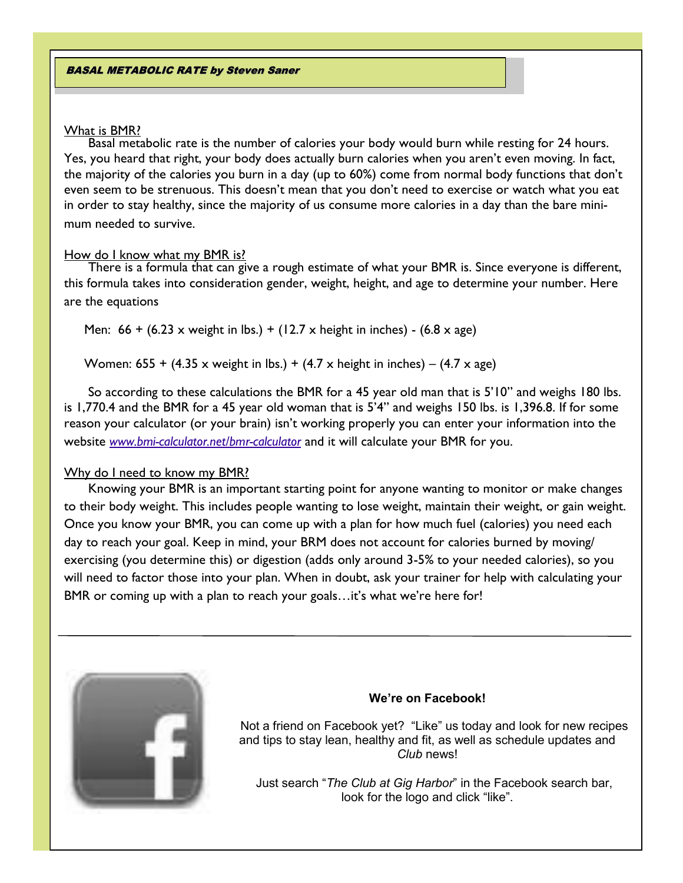## *BASAL METABOLIC RATE by Steven Saner*

### What is BMR?

Basal metabolic rate is the number of calories your body would burn while resting for 24 hours. Yes, you heard that right, your body does actually burn calories when you aren't even moving. In fact, the majority of the calories you burn in a day (up to 60%) come from normal body functions that don't even seem to be strenuous. This doesn't mean that you don't need to exercise or watch what you eat in order to stay healthy, since the majority of us consume more calories in a day than the bare minimum needed to survive.

### How do I know what my BMR is?

There is a formula that can give a rough estimate of what your BMR is. Since everyone is different, this formula takes into consideration gender, weight, height, and age to determine your number. Here are the equations

Men: $66 + (6.23 \times \text{weight in lbs.}) + (12.7 \times \text{height in inches}) - (6.8 \times \text{age})$

Women: $655 + (4.35 \times \text{weight in lbs.}) + (4.7 \times \text{height in inches}) - (4.7 \times \text{age})$

So according to these calculations the BMR for a 45 year old man that is 5'10" and weighs 180 lbs. is 1,770.4 and the BMR for a 45 year old woman that is 5'4" and weighs 150 lbs. is 1,396.8. If for some reason your calculator (or your brain) isn't working properly you can enter your information into the website *www.bmi-calculator.net/bmr-calculator* and it will calculate your BMR for you.

### Why do I need to know my BMR?

Knowing your BMR is an important starting point for anyone wanting to monitor or make changes to their body weight. This includes people wanting to lose weight, maintain their weight, or gain weight. Once you know your BMR, you can come up with a plan for how much fuel (calories) you need each day to reach your goal. Keep in mind, your BRM does not account for calories burned by moving/exercising (you determine this) or digestion (adds only around 3-5% to your needed calories), so you will need to factor those into your plan. When in doubt, ask your trainer for help with calculating your BMR or coming up with a plan to reach your goals…it's what we're here for!

---

**We're on Facebook!**

Not a friend on Facebook yet? "Like" us today and look for new recipes and tips to stay lean, healthy and fit, as well as schedule updates and *Club* news!

Just search "*The Club at Gig Harbor*" in the Facebook search bar, look for the logo and click "like".